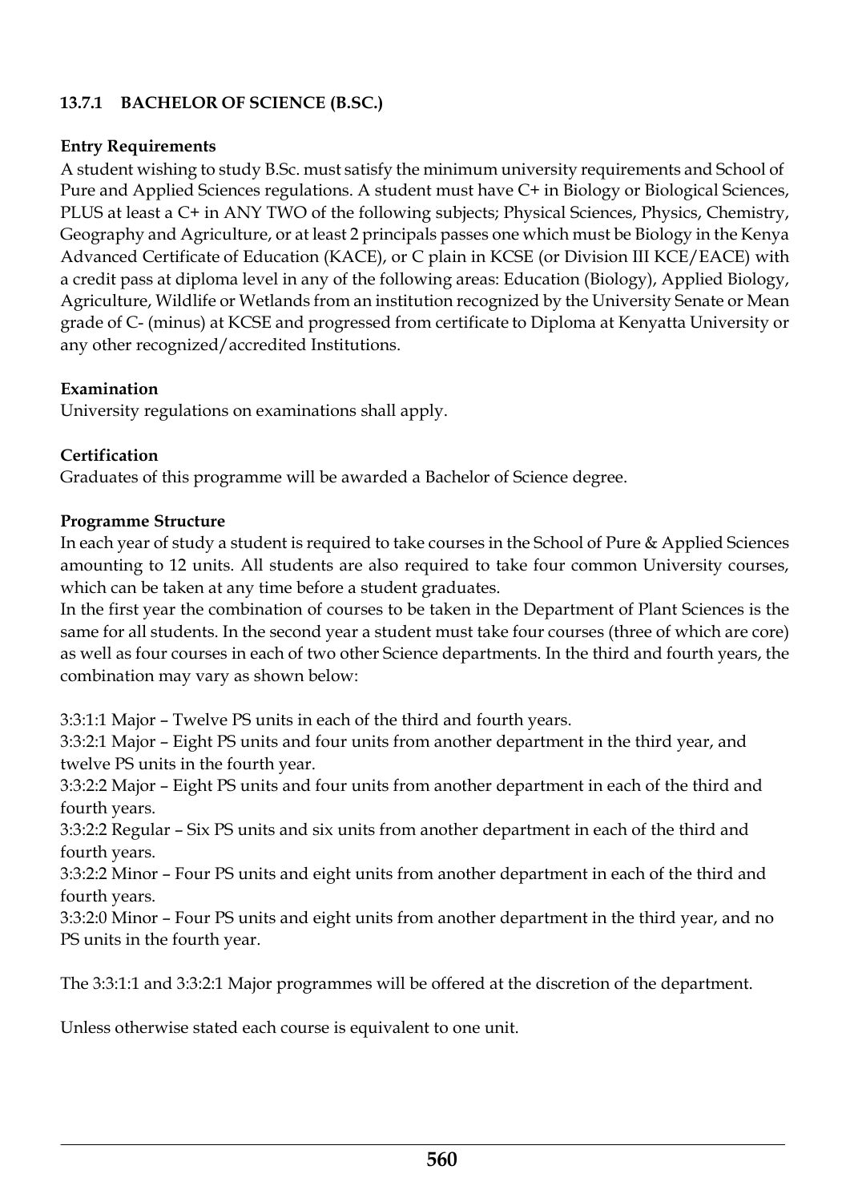### 13.7.1 BACHELOR OF SCIENCE (B.SC.)

**Entry Requirements**

A student wishing to study B.Sc. must satisfy the minimum university requirements and School of Pure and Applied Sciences regulations. A student must have C+ in Biology or Biological Sciences, PLUS at least a C+ in ANY TWO of the following subjects; Physical Sciences, Physics, Chemistry, Geography and Agriculture, or at least 2 principals passes one which must be Biology in the Kenya Advanced Certificate of Education (KACE), or C plain in KCSE (or Division III KCE/EACE) with a credit pass at diploma level in any of the following areas: Education (Biology), Applied Biology, Agriculture, Wildlife or Wetlands from an institution recognized by the University Senate or Mean grade of C- (minus) at KCSE and progressed from certificate to Diploma at Kenyatta University or any other recognized/accredited Institutions.

**Examination**

University regulations on examinations shall apply.

**Certification**

Graduates of this programme will be awarded a Bachelor of Science degree.

**Programme Structure**

In each year of study a student is required to take courses in the School of Pure & Applied Sciences amounting to 12 units. All students are also required to take four common University courses, which can be taken at any time before a student graduates.

In the first year the combination of courses to be taken in the Department of Plant Sciences is the same for all students. In the second year a student must take four courses (three of which are core) as well as four courses in each of two other Science departments. In the third and fourth years, the combination may vary as shown below:

3:3:1:1 Major – Twelve PS units in each of the third and fourth years.

3:3:2:1 Major – Eight PS units and four units from another department in the third year, and twelve PS units in the fourth year.

3:3:2:2 Major – Eight PS units and four units from another department in each of the third and fourth years.

3:3:2:2 Regular – Six PS units and six units from another department in each of the third and fourth years.

3:3:2:2 Minor – Four PS units and eight units from another department in each of the third and fourth years.

3:3:2:0 Minor – Four PS units and eight units from another department in the third year, and no PS units in the fourth year.

The 3:3:1:1 and 3:3:2:1 Major programmes will be offered at the discretion of the department.

Unless otherwise stated each course is equivalent to one unit.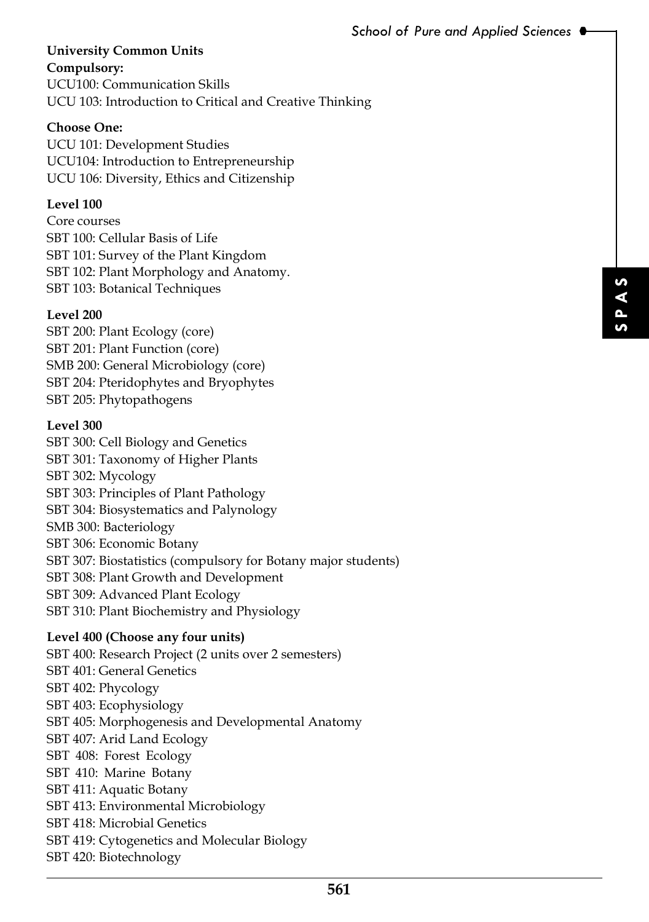**University Common Units**

**Compulsory:**

UCU100: Communication Skills
UCU 103: Introduction to Critical and Creative Thinking

**Choose One:**

UCU 101: Development Studies
UCU104: Introduction to Entrepreneurship
UCU 106: Diversity, Ethics and Citizenship

**Level 100**

Core courses
SBT 100: Cellular Basis of Life
SBT 101: Survey of the Plant Kingdom
SBT 102: Plant Morphology and Anatomy.
SBT 103: Botanical Techniques

**Level 200**

SBT 200: Plant Ecology (core)
SBT 201: Plant Function (core)
SMB 200: General Microbiology (core)
SBT 204: Pteridophytes and Bryophytes
SBT 205: Phytopathogens

**Level 300**

SBT 300: Cell Biology and Genetics
SBT 301: Taxonomy of Higher Plants
SBT 302: Mycology
SBT 303: Principles of Plant Pathology
SBT 304: Biosystematics and Palynology
SMB 300: Bacteriology
SBT 306: Economic Botany
SBT 307: Biostatistics (compulsory for Botany major students)
SBT 308: Plant Growth and Development
SBT 309: Advanced Plant Ecology
SBT 310: Plant Biochemistry and Physiology

**Level 400 (Choose any four units)**

SBT 400: Research Project (2 units over 2 semesters)
SBT 401: General Genetics
SBT 402: Phycology
SBT 403: Ecophysiology
SBT 405: Morphogenesis and Developmental Anatomy
SBT 407: Arid Land Ecology
SBT 408: Forest Ecology
SBT 410: Marine Botany
SBT 411: Aquatic Botany
SBT 413: Environmental Microbiology
SBT 418: Microbial Genetics
SBT 419: Cytogenetics and Molecular Biology
SBT 420: Biotechnology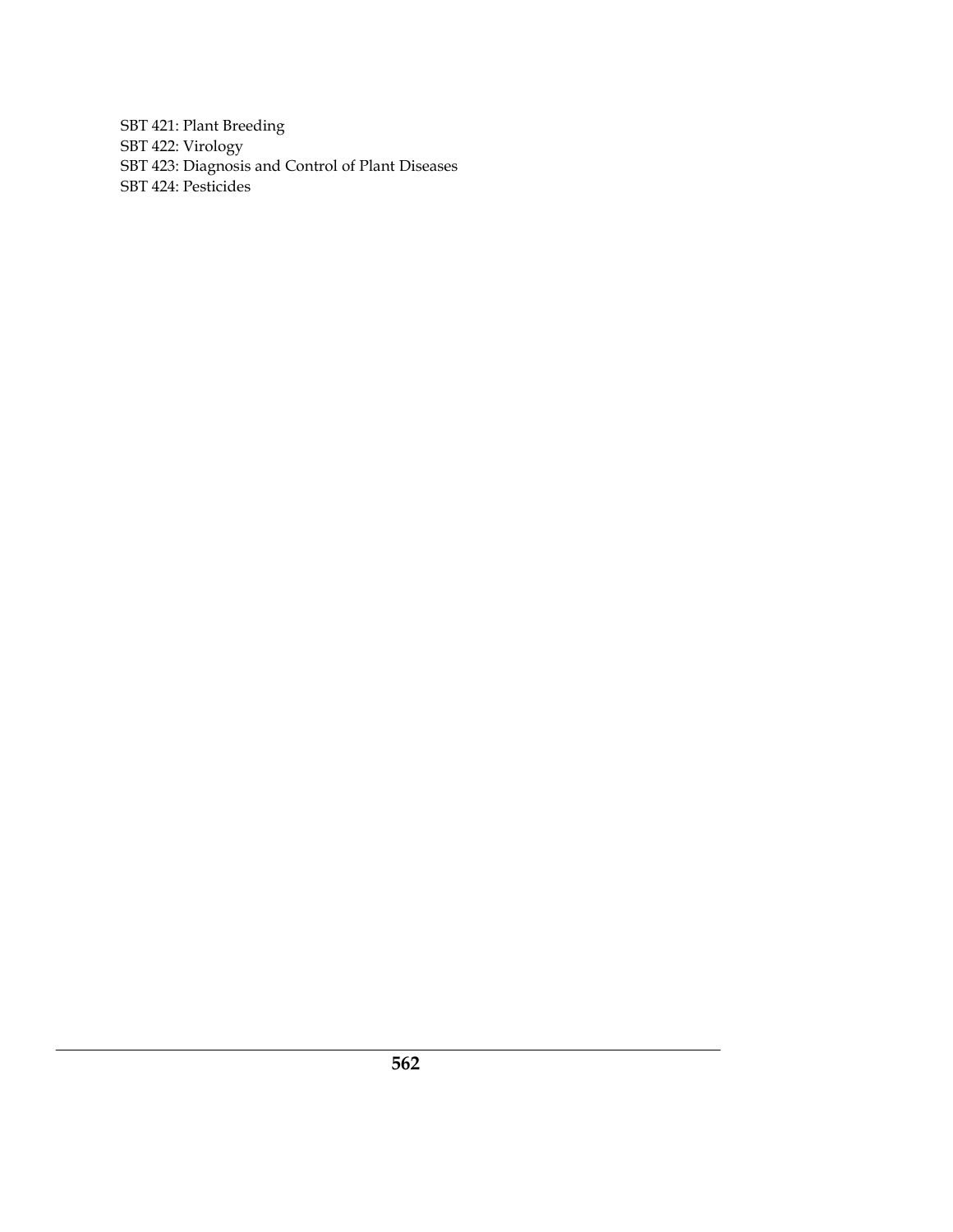SBT 421: Plant Breeding
SBT 422: Virology
SBT 423: Diagnosis and Control of Plant Diseases
SBT 424: Pesticides